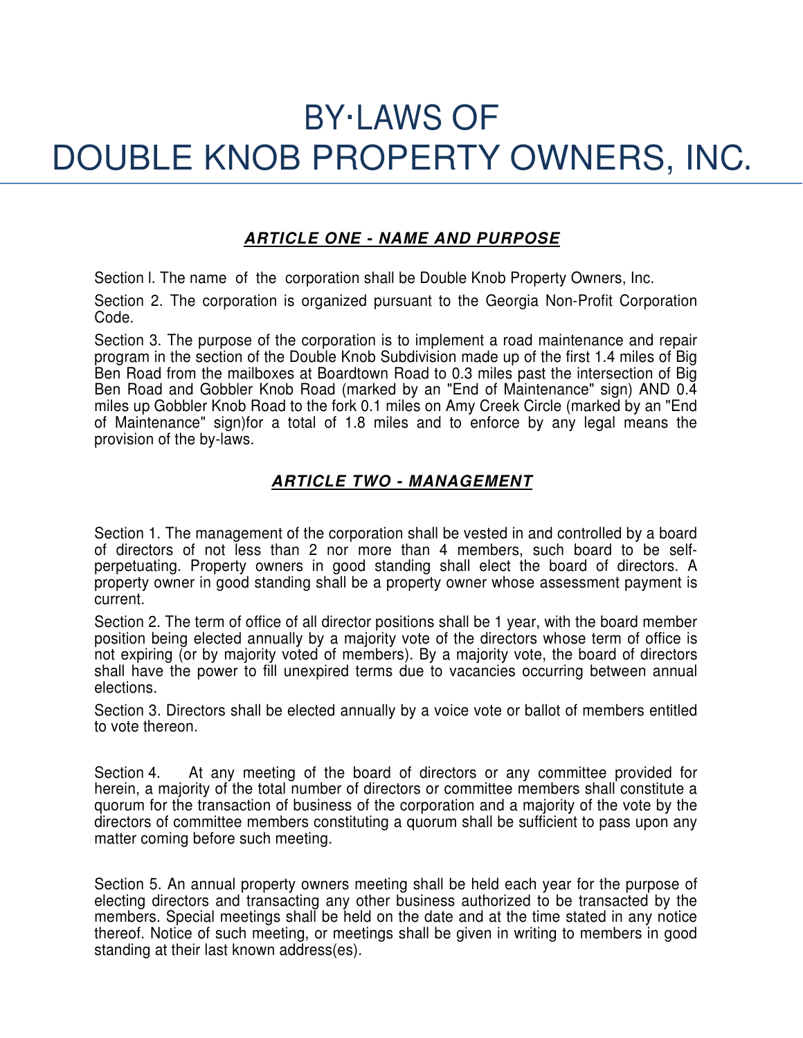# BY·LAWS OF DOUBLE KNOB PROPERTY OWNERS, INC.

## ***ARTICLE ONE - NAME AND PURPOSE***

Section l. The name of the corporation shall be Double Knob Property Owners, Inc.

Section 2. The corporation is organized pursuant to the Georgia Non-Profit Corporation Code.

Section 3. The purpose of the corporation is to implement a road maintenance and repair program in the section of the Double Knob Subdivision made up of the first 1.4 miles of Big Ben Road from the mailboxes at Boardtown Road to 0.3 miles past the intersection of Big Ben Road and Gobbler Knob Road (marked by an "End of Maintenance" sign) AND 0.4 miles up Gobbler Knob Road to the fork 0.1 miles on Amy Creek Circle (marked by an "End of Maintenance" sign)for a total of 1.8 miles and to enforce by any legal means the provision of the by-laws.

## ***ARTICLE TWO - MANAGEMENT***

Section 1. The management of the corporation shall be vested in and controlled by a board of directors of not less than 2 nor more than 4 members, such board to be self-perpetuating. Property owners in good standing shall elect the board of directors. A property owner in good standing shall be a property owner whose assessment payment is current.

Section 2. The term of office of all director positions shall be 1 year, with the board member position being elected annually by a majority vote of the directors whose term of office is not expiring (or by majority voted of members). By a majority vote, the board of directors shall have the power to fill unexpired terms due to vacancies occurring between annual elections.

Section 3. Directors shall be elected annually by a voice vote or ballot of members entitled to vote thereon.

Section 4. At any meeting of the board of directors or any committee provided for herein, a majority of the total number of directors or committee members shall constitute a quorum for the transaction of business of the corporation and a majority of the vote by the directors of committee members constituting a quorum shall be sufficient to pass upon any matter coming before such meeting.

Section 5. An annual property owners meeting shall be held each year for the purpose of electing directors and transacting any other business authorized to be transacted by the members. Special meetings shall be held on the date and at the time stated in any notice thereof. Notice of such meeting, or meetings shall be given in writing to members in good standing at their last known address(es).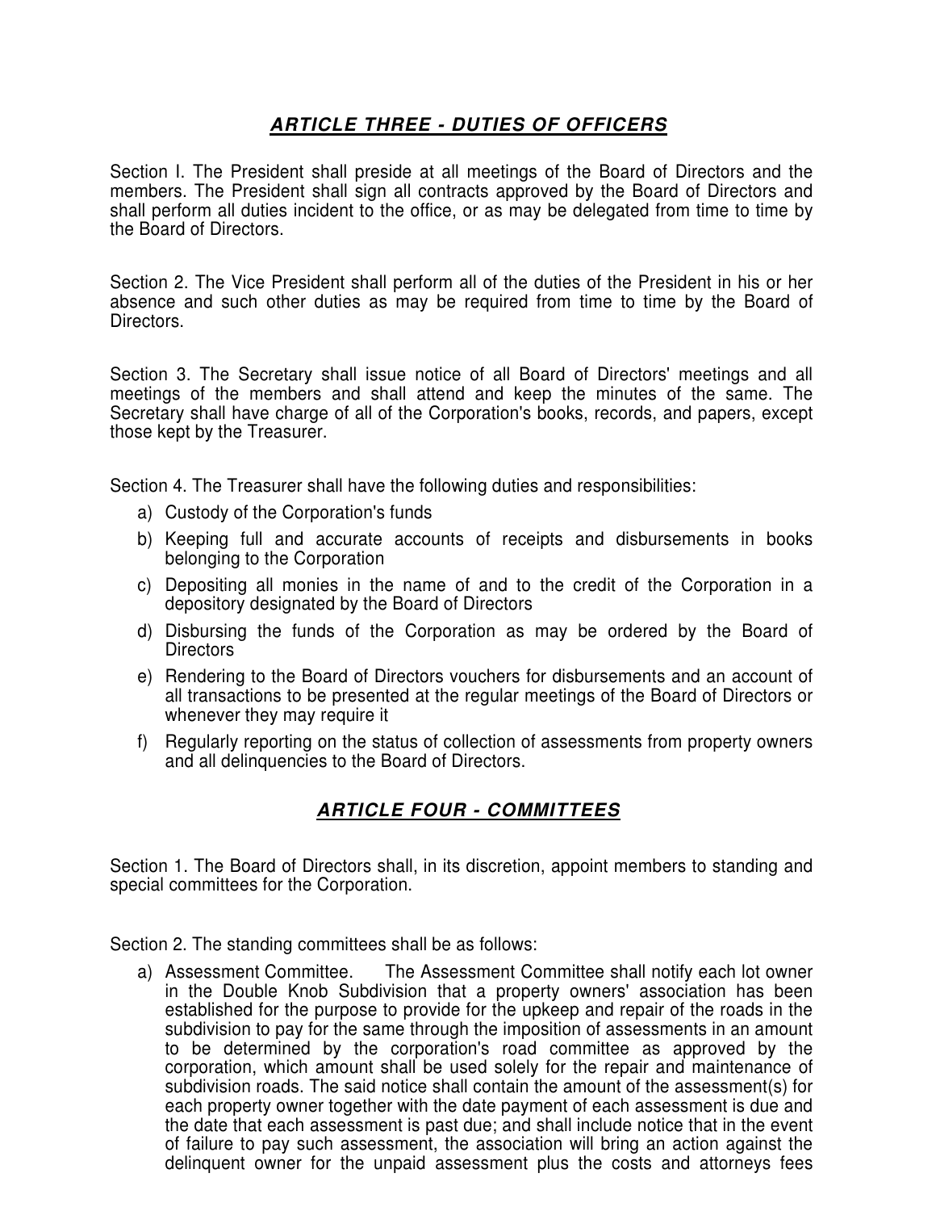## ***ARTICLE THREE - DUTIES OF OFFICERS***

Section I. The President shall preside at all meetings of the Board of Directors and the members. The President shall sign all contracts approved by the Board of Directors and shall perform all duties incident to the office, or as may be delegated from time to time by the Board of Directors.

Section 2. The Vice President shall perform all of the duties of the President in his or her absence and such other duties as may be required from time to time by the Board of Directors.

Section 3. The Secretary shall issue notice of all Board of Directors' meetings and all meetings of the members and shall attend and keep the minutes of the same. The Secretary shall have charge of all of the Corporation's books, records, and papers, except those kept by the Treasurer.

Section 4. The Treasurer shall have the following duties and responsibilities:

a) Custody of the Corporation's funds
b) Keeping full and accurate accounts of receipts and disbursements in books belonging to the Corporation
c) Depositing all monies in the name of and to the credit of the Corporation in a depository designated by the Board of Directors
d) Disbursing the funds of the Corporation as may be ordered by the Board of Directors
e) Rendering to the Board of Directors vouchers for disbursements and an account of all transactions to be presented at the regular meetings of the Board of Directors or whenever they may require it
f) Regularly reporting on the status of collection of assessments from property owners and all delinquencies to the Board of Directors.

## ***ARTICLE FOUR - COMMITTEES***

Section 1. The Board of Directors shall, in its discretion, appoint members to standing and special committees for the Corporation.

Section 2. The standing committees shall be as follows:

a) Assessment Committee. The Assessment Committee shall notify each lot owner in the Double Knob Subdivision that a property owners' association has been established for the purpose to provide for the upkeep and repair of the roads in the subdivision to pay for the same through the imposition of assessments in an amount to be determined by the corporation's road committee as approved by the corporation, which amount shall be used solely for the repair and maintenance of subdivision roads. The said notice shall contain the amount of the assessment(s) for each property owner together with the date payment of each assessment is due and the date that each assessment is past due; and shall include notice that in the event of failure to pay such assessment, the association will bring an action against the delinquent owner for the unpaid assessment plus the costs and attorneys fees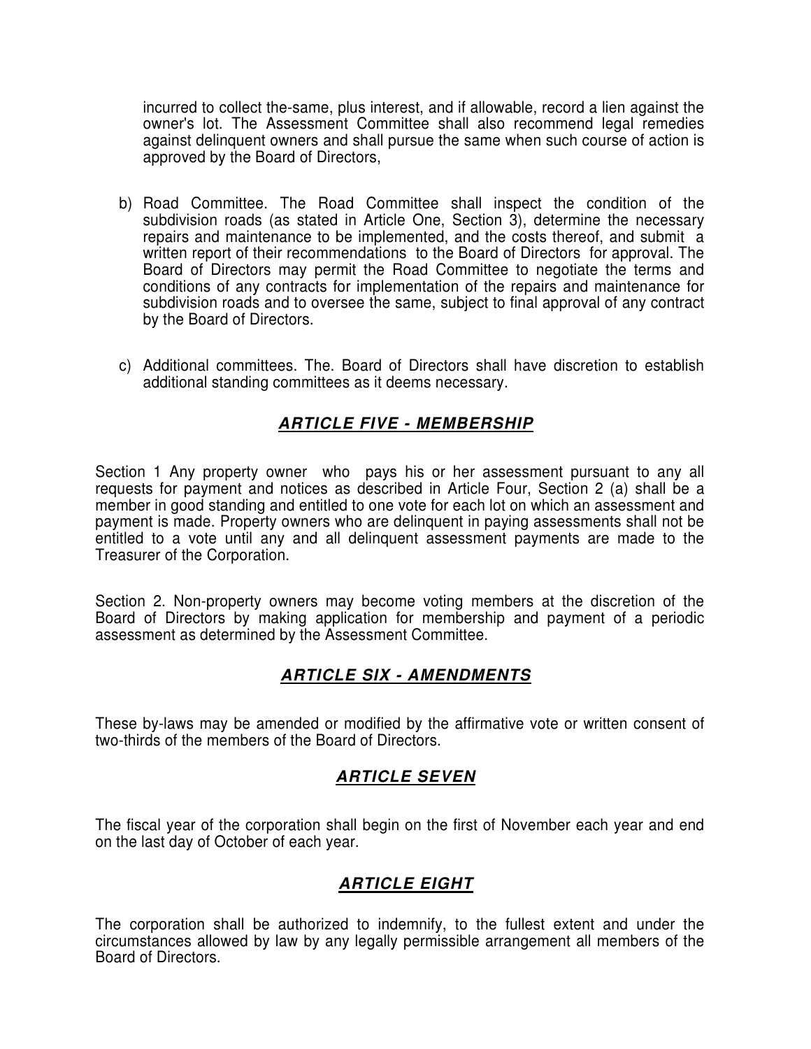incurred to collect the-same, plus interest, and if allowable, record a lien against the owner's lot. The Assessment Committee shall also recommend legal remedies against delinquent owners and shall pursue the same when such course of action is approved by the Board of Directors,

b) Road Committee. The Road Committee shall inspect the condition of the subdivision roads (as stated in Article One, Section 3), determine the necessary repairs and maintenance to be implemented, and the costs thereof, and submit a written report of their recommendations to the Board of Directors for approval. The Board of Directors may permit the Road Committee to negotiate the terms and conditions of any contracts for implementation of the repairs and maintenance for subdivision roads and to oversee the same, subject to final approval of any contract by the Board of Directors.

c) Additional committees. The. Board of Directors shall have discretion to establish additional standing committees as it deems necessary.

## ***ARTICLE FIVE - MEMBERSHIP***

Section 1 Any property owner who pays his or her assessment pursuant to any all requests for payment and notices as described in Article Four, Section 2 (a) shall be a member in good standing and entitled to one vote for each lot on which an assessment and payment is made. Property owners who are delinquent in paying assessments shall not be entitled to a vote until any and all delinquent assessment payments are made to the Treasurer of the Corporation.

Section 2. Non-property owners may become voting members at the discretion of the Board of Directors by making application for membership and payment of a periodic assessment as determined by the Assessment Committee.

## ***ARTICLE SIX - AMENDMENTS***

These by-laws may be amended or modified by the affirmative vote or written consent of two-thirds of the members of the Board of Directors.

## ***ARTICLE SEVEN***

The fiscal year of the corporation shall begin on the first of November each year and end on the last day of October of each year.

## ***ARTICLE EIGHT***

The corporation shall be authorized to indemnify, to the fullest extent and under the circumstances allowed by law by any legally permissible arrangement all members of the Board of Directors.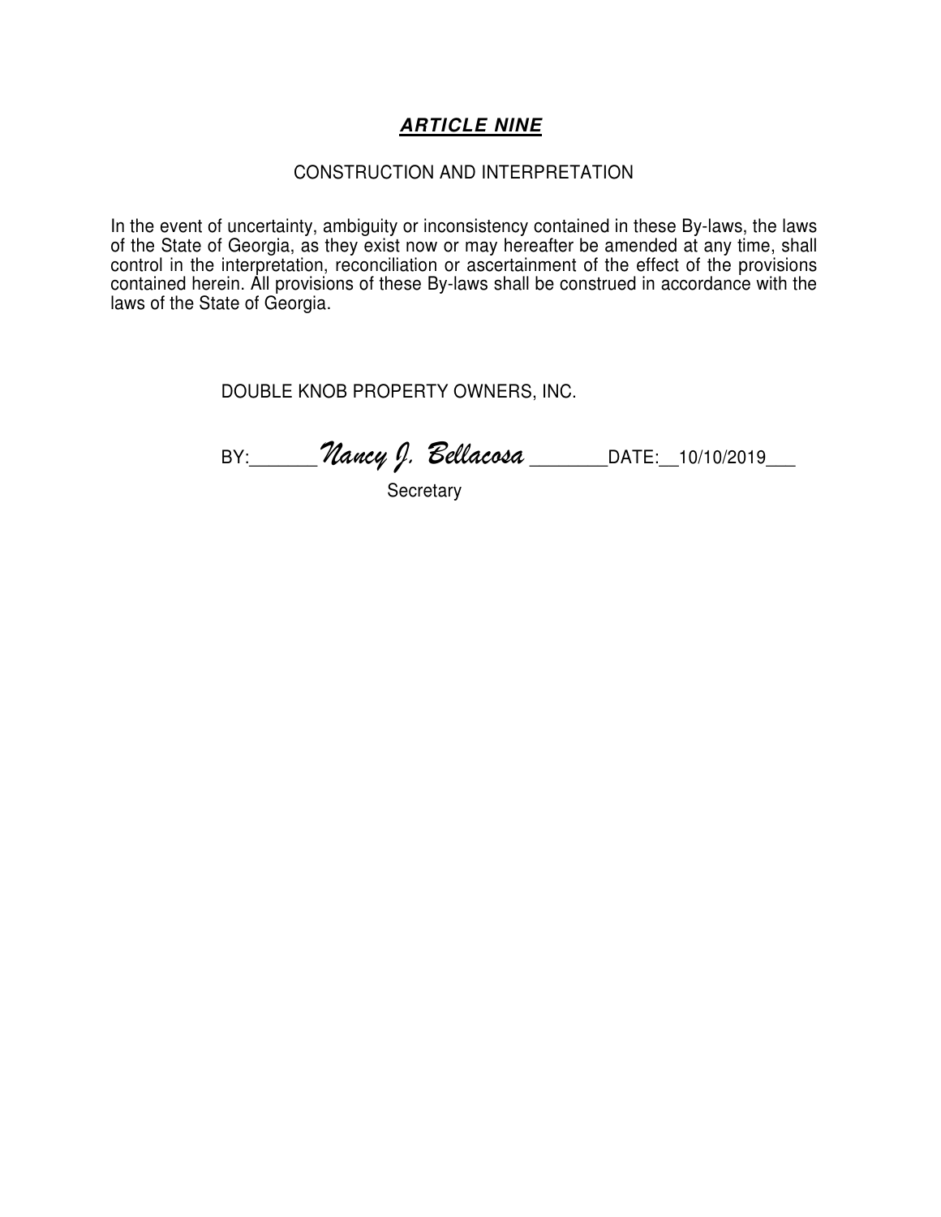## ***ARTICLE NINE***

CONSTRUCTION AND INTERPRETATION

In the event of uncertainty, ambiguity or inconsistency contained in these By-laws, the laws of the State of Georgia, as they exist now or may hereafter be amended at any time, shall control in the interpretation, reconciliation or ascertainment of the effect of the provisions contained herein. All provisions of these By-laws shall be construed in accordance with the laws of the State of Georgia.

DOUBLE KNOB PROPERTY OWNERS, INC.

BY: *Nancy J. Bellacosa* DATE: 10/10/2019

Secretary